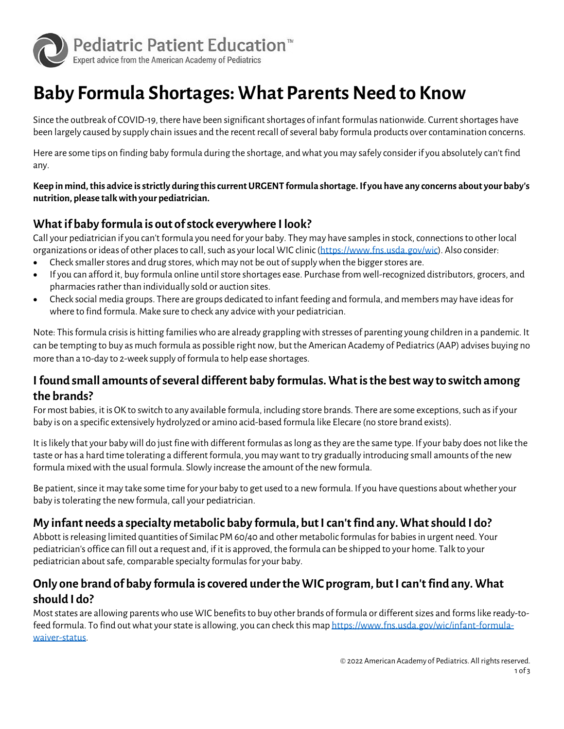Pediatric Patient Education™
Expert advice from the American Academy of Pediatrics

# Baby Formula Shortages: What Parents Need to Know

Since the outbreak of COVID-19, there have been significant shortages of infant formulas nationwide. Current shortages have been largely caused by supply chain issues and the recent recall of several baby formula products over contamination concerns.

Here are some tips on finding baby formula during the shortage, and what you may safely consider if you absolutely can't find any.

**Keep in mind, this advice is strictly during this current URGENT formula shortage. If you have any concerns about your baby's nutrition, please talk with your pediatrician.**

## What if baby formula is out of stock everywhere I look?

Call your pediatrician if you can't formula you need for your baby. They may have samples in stock, connections to other local organizations or ideas of other places to call, such as your local WIC clinic (https://www.fns.usda.gov/wic). Also consider:

- Check smaller stores and drug stores, which may not be out of supply when the bigger stores are.
- If you can afford it, buy formula online until store shortages ease. Purchase from well-recognized distributors, grocers, and pharmacies rather than individually sold or auction sites.
- Check social media groups. There are groups dedicated to infant feeding and formula, and members may have ideas for where to find formula. Make sure to check any advice with your pediatrician.

Note: This formula crisis is hitting families who are already grappling with stresses of parenting young children in a pandemic. It can be tempting to buy as much formula as possible right now, but the American Academy of Pediatrics (AAP) advises buying no more than a 10-day to 2-week supply of formula to help ease shortages.

## I found small amounts of several different baby formulas. What is the best way to switch among the brands?

For most babies, it is OK to switch to any available formula, including store brands. There are some exceptions, such as if your baby is on a specific extensively hydrolyzed or amino acid-based formula like Elecare (no store brand exists).

It is likely that your baby will do just fine with different formulas as long as they are the same type. If your baby does not like the taste or has a hard time tolerating a different formula, you may want to try gradually introducing small amounts of the new formula mixed with the usual formula. Slowly increase the amount of the new formula.

Be patient, since it may take some time for your baby to get used to a new formula. If you have questions about whether your baby is tolerating the new formula, call your pediatrician.

## My infant needs a specialty metabolic baby formula, but I can't find any. What should I do?

Abbott is releasing limited quantities of Similac PM 60/40 and other metabolic formulas for babies in urgent need. Your pediatrician's office can fill out a request and, if it is approved, the formula can be shipped to your home. Talk to your pediatrician about safe, comparable specialty formulas for your baby.

## Only one brand of baby formula is covered under the WIC program, but I can't find any. What should I do?

Most states are allowing parents who use WIC benefits to buy other brands of formula or different sizes and forms like ready-to-feed formula. To find out what your state is allowing, you can check this map https://www.fns.usda.gov/wic/infant-formula-waiver-status.

© 2022 American Academy of Pediatrics. All rights reserved.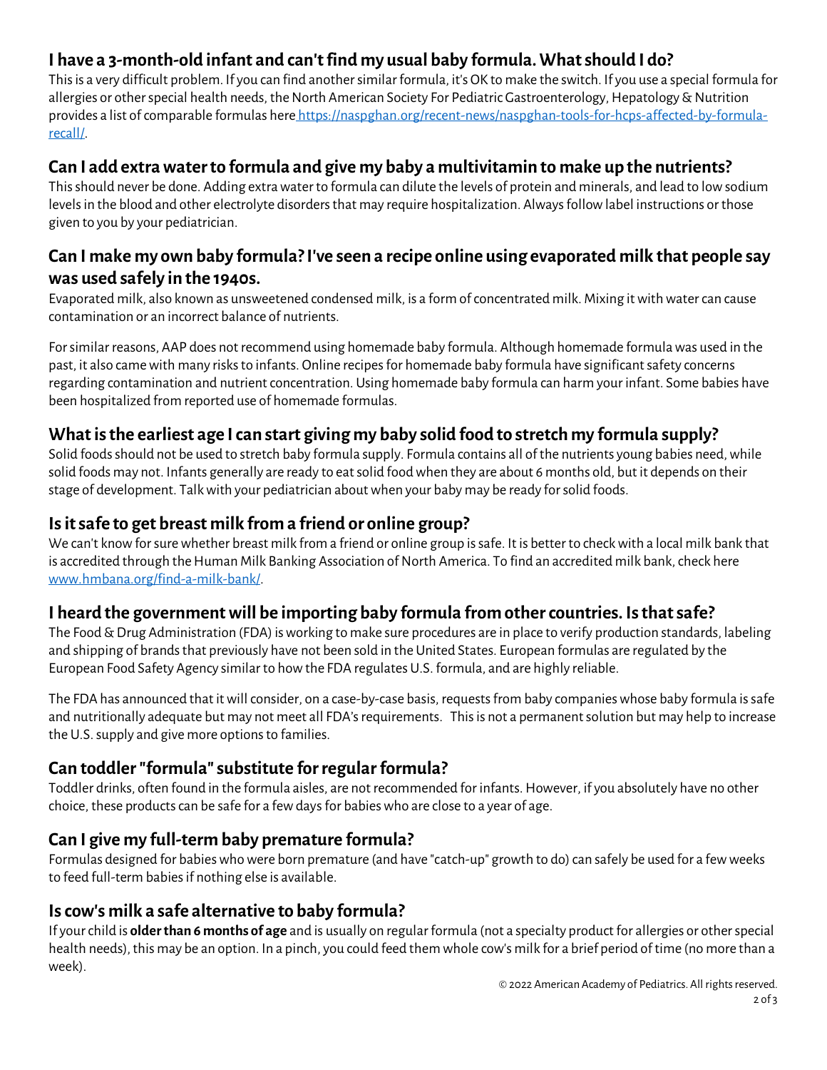## I have a 3-month-old infant and can't find my usual baby formula. What should I do?

This is a very difficult problem. If you can find another similar formula, it's OK to make the switch. If you use a special formula for allergies or other special health needs, the North American Society For Pediatric Gastroenterology, Hepatology & Nutrition provides a list of comparable formulas here [https://naspghan.org/recent-news/naspghan-tools-for-hcps-affected-by-formula-recall/](https://naspghan.org/recent-news/naspghan-tools-for-hcps-affected-by-formula-recall/).

## Can I add extra water to formula and give my baby a multivitamin to make up the nutrients?

This should never be done. Adding extra water to formula can dilute the levels of protein and minerals, and lead to low sodium levels in the blood and other electrolyte disorders that may require hospitalization. Always follow label instructions or those given to you by your pediatrician.

## Can I make my own baby formula? I've seen a recipe online using evaporated milk that people say was used safely in the 1940s.

Evaporated milk, also known as unsweetened condensed milk, is a form of concentrated milk. Mixing it with water can cause contamination or an incorrect balance of nutrients.

For similar reasons, AAP does not recommend using homemade baby formula. Although homemade formula was used in the past, it also came with many risks to infants. Online recipes for homemade baby formula have significant safety concerns regarding contamination and nutrient concentration. Using homemade baby formula can harm your infant. Some babies have been hospitalized from reported use of homemade formulas.

## What is the earliest age I can start giving my baby solid food to stretch my formula supply?

Solid foods should not be used to stretch baby formula supply. Formula contains all of the nutrients young babies need, while solid foods may not. Infants generally are ready to eat solid food when they are about 6 months old, but it depends on their stage of development. Talk with your pediatrician about when your baby may be ready for solid foods.

## Is it safe to get breast milk from a friend or online group?

We can't know for sure whether breast milk from a friend or online group is safe. It is better to check with a local milk bank that is accredited through the Human Milk Banking Association of North America. To find an accredited milk bank, check here [www.hmbana.org/find-a-milk-bank/](http://www.hmbana.org/find-a-milk-bank/).

## I heard the government will be importing baby formula from other countries. Is that safe?

The Food & Drug Administration (FDA) is working to make sure procedures are in place to verify production standards, labeling and shipping of brands that previously have not been sold in the United States. European formulas are regulated by the European Food Safety Agency similar to how the FDA regulates U.S. formula, and are highly reliable.

The FDA has announced that it will consider, on a case-by-case basis, requests from baby companies whose baby formula is safe and nutritionally adequate but may not meet all FDA's requirements. This is not a permanent solution but may help to increase the U.S. supply and give more options to families.

## Can toddler "formula" substitute for regular formula?

Toddler drinks, often found in the formula aisles, are not recommended for infants. However, if you absolutely have no other choice, these products can be safe for a few days for babies who are close to a year of age.

## Can I give my full-term baby premature formula?

Formulas designed for babies who were born premature (and have "catch-up" growth to do) can safely be used for a few weeks to feed full-term babies if nothing else is available.

## Is cow's milk a safe alternative to baby formula?

If your child is **older than 6 months of age** and is usually on regular formula (not a specialty product for allergies or other special health needs), this may be an option. In a pinch, you could feed them whole cow's milk for a brief period of time (no more than a week).

© 2022 American Academy of Pediatrics. All rights reserved.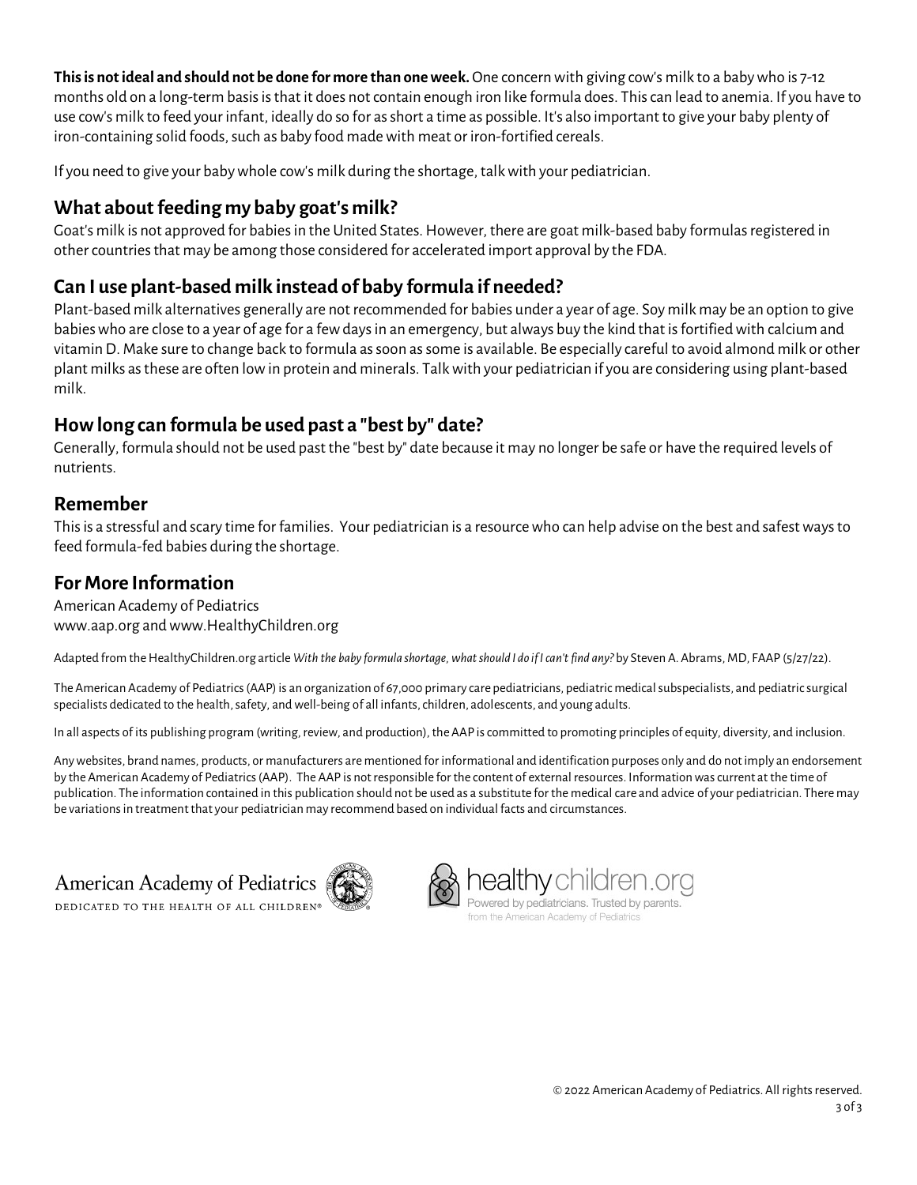**This is not ideal and should not be done for more than one week.** One concern with giving cow's milk to a baby who is 7-12 months old on a long-term basis is that it does not contain enough iron like formula does. This can lead to anemia. If you have to use cow's milk to feed your infant, ideally do so for as short a time as possible. It's also important to give your baby plenty of iron-containing solid foods, such as baby food made with meat or iron-fortified cereals.

If you need to give your baby whole cow's milk during the shortage, talk with your pediatrician.

## What about feeding my baby goat's milk?

Goat's milk is not approved for babies in the United States. However, there are goat milk-based baby formulas registered in other countries that may be among those considered for accelerated import approval by the FDA.

## Can I use plant-based milk instead of baby formula if needed?

Plant-based milk alternatives generally are not recommended for babies under a year of age. Soy milk may be an option to give babies who are close to a year of age for a few days in an emergency, but always buy the kind that is fortified with calcium and vitamin D. Make sure to change back to formula as soon as some is available. Be especially careful to avoid almond milk or other plant milks as these are often low in protein and minerals. Talk with your pediatrician if you are considering using plant-based milk.

## How long can formula be used past a "best by" date?

Generally, formula should not be used past the "best by" date because it may no longer be safe or have the required levels of nutrients.

## Remember

This is a stressful and scary time for families. Your pediatrician is a resource who can help advise on the best and safest ways to feed formula-fed babies during the shortage.

## For More Information

American Academy of Pediatrics
www.aap.org and www.HealthyChildren.org

Adapted from the HealthyChildren.org article *With the baby formula shortage, what should I do if I can't find any?* by Steven A. Abrams, MD, FAAP (5/27/22).

The American Academy of Pediatrics (AAP) is an organization of 67,000 primary care pediatricians, pediatric medical subspecialists, and pediatric surgical specialists dedicated to the health, safety, and well-being of all infants, children, adolescents, and young adults.

In all aspects of its publishing program (writing, review, and production), the AAP is committed to promoting principles of equity, diversity, and inclusion.

Any websites, brand names, products, or manufacturers are mentioned for informational and identification purposes only and do not imply an endorsement by the American Academy of Pediatrics (AAP). The AAP is not responsible for the content of external resources. Information was current at the time of publication. The information contained in this publication should not be used as a substitute for the medical care and advice of your pediatrician. There may be variations in treatment that your pediatrician may recommend based on individual facts and circumstances.

American Academy of Pediatrics
DEDICATED TO THE HEALTH OF ALL CHILDREN®

healthychildren.org
Powered by pediatricians. Trusted by parents.
from the American Academy of Pediatrics

© 2022 American Academy of Pediatrics. All rights reserved.